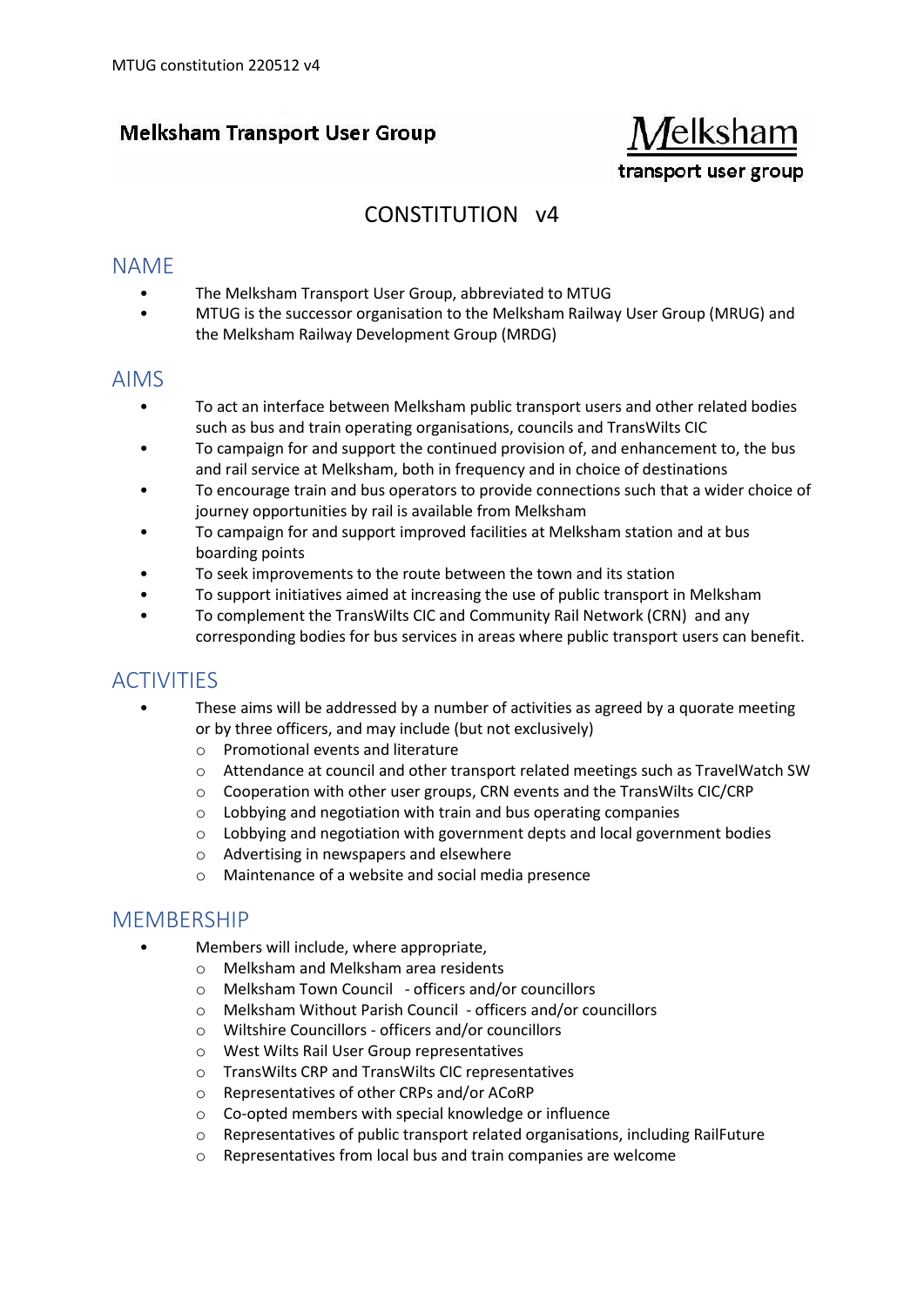Melksham Transport User Group

Melksham
transport user group

# CONSTITUTION v4

## NAME

- The Melksham Transport User Group, abbreviated to MTUG
- MTUG is the successor organisation to the Melksham Railway User Group (MRUG) and the Melksham Railway Development Group (MRDG)

## AIMS

- To act an interface between Melksham public transport users and other related bodies such as bus and train operating organisations, councils and TransWilts CIC
- To campaign for and support the continued provision of, and enhancement to, the bus and rail service at Melksham, both in frequency and in choice of destinations
- To encourage train and bus operators to provide connections such that a wider choice of journey opportunities by rail is available from Melksham
- To campaign for and support improved facilities at Melksham station and at bus boarding points
- To seek improvements to the route between the town and its station
- To support initiatives aimed at increasing the use of public transport in Melksham
- To complement the TransWilts CIC and Community Rail Network (CRN) and any corresponding bodies for bus services in areas where public transport users can benefit.

## ACTIVITIES

- These aims will be addressed by a number of activities as agreed by a quorate meeting or by three officers, and may include (but not exclusively)
  - Promotional events and literature
  - Attendance at council and other transport related meetings such as TravelWatch SW
  - Cooperation with other user groups, CRN events and the TransWilts CIC/CRP
  - Lobbying and negotiation with train and bus operating companies
  - Lobbying and negotiation with government depts and local government bodies
  - Advertising in newspapers and elsewhere
  - Maintenance of a website and social media presence

## MEMBERSHIP

- Members will include, where appropriate,
  - Melksham and Melksham area residents
  - Melksham Town Council - officers and/or councillors
  - Melksham Without Parish Council - officers and/or councillors
  - Wiltshire Councillors - officers and/or councillors
  - West Wilts Rail User Group representatives
  - TransWilts CRP and TransWilts CIC representatives
  - Representatives of other CRPs and/or ACoRP
  - Co-opted members with special knowledge or influence
  - Representatives of public transport related organisations, including RailFuture
  - Representatives from local bus and train companies are welcome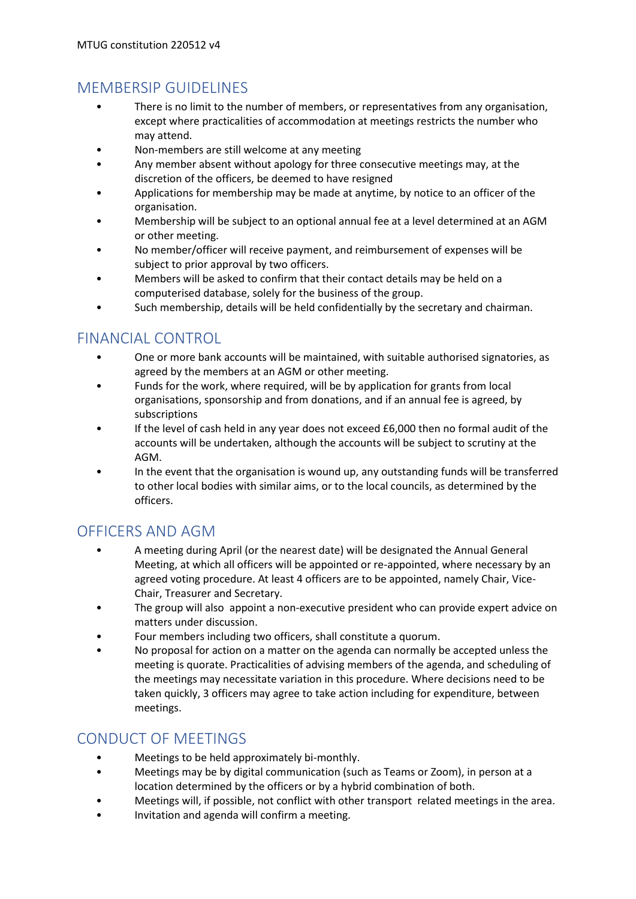## MEMBERSIP GUIDELINES

- There is no limit to the number of members, or representatives from any organisation, except where practicalities of accommodation at meetings restricts the number who may attend.
- Non-members are still welcome at any meeting
- Any member absent without apology for three consecutive meetings may, at the discretion of the officers, be deemed to have resigned
- Applications for membership may be made at anytime, by notice to an officer of the organisation.
- Membership will be subject to an optional annual fee at a level determined at an AGM or other meeting.
- No member/officer will receive payment, and reimbursement of expenses will be subject to prior approval by two officers.
- Members will be asked to confirm that their contact details may be held on a computerised database, solely for the business of the group.
- Such membership, details will be held confidentially by the secretary and chairman.

## FINANCIAL CONTROL

- One or more bank accounts will be maintained, with suitable authorised signatories, as agreed by the members at an AGM or other meeting.
- Funds for the work, where required, will be by application for grants from local organisations, sponsorship and from donations, and if an annual fee is agreed, by subscriptions
- If the level of cash held in any year does not exceed £6,000 then no formal audit of the accounts will be undertaken, although the accounts will be subject to scrutiny at the AGM.
- In the event that the organisation is wound up, any outstanding funds will be transferred to other local bodies with similar aims, or to the local councils, as determined by the officers.

## OFFICERS AND AGM

- A meeting during April (or the nearest date) will be designated the Annual General Meeting, at which all officers will be appointed or re-appointed, where necessary by an agreed voting procedure. At least 4 officers are to be appointed, namely Chair, Vice-Chair, Treasurer and Secretary.
- The group will also appoint a non-executive president who can provide expert advice on matters under discussion.
- Four members including two officers, shall constitute a quorum.
- No proposal for action on a matter on the agenda can normally be accepted unless the meeting is quorate. Practicalities of advising members of the agenda, and scheduling of the meetings may necessitate variation in this procedure. Where decisions need to be taken quickly, 3 officers may agree to take action including for expenditure, between meetings.

## CONDUCT OF MEETINGS

- Meetings to be held approximately bi-monthly.
- Meetings may be by digital communication (such as Teams or Zoom), in person at a location determined by the officers or by a hybrid combination of both.
- Meetings will, if possible, not conflict with other transport related meetings in the area.
- Invitation and agenda will confirm a meeting.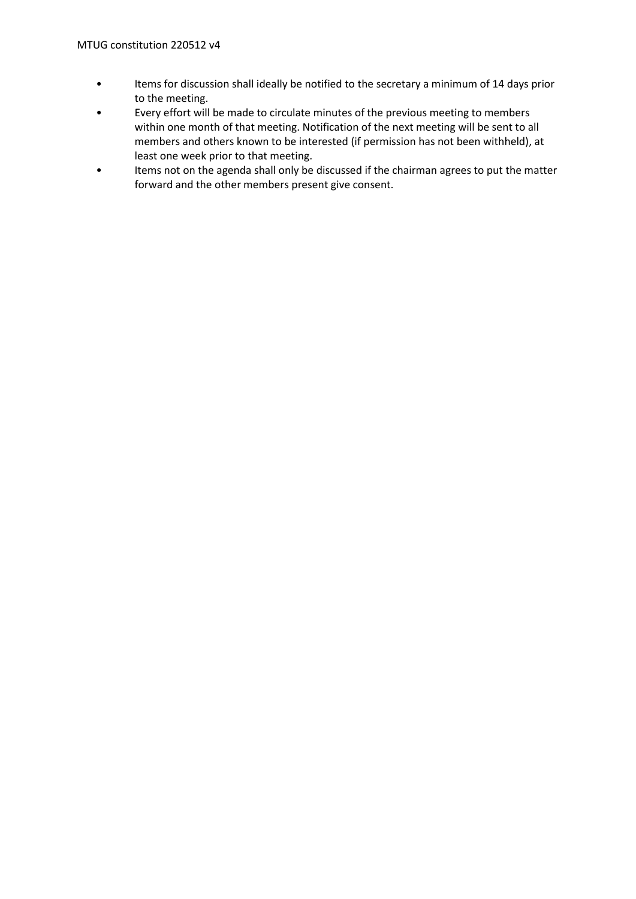- Items for discussion shall ideally be notified to the secretary a minimum of 14 days prior to the meeting.
- Every effort will be made to circulate minutes of the previous meeting to members within one month of that meeting. Notification of the next meeting will be sent to all members and others known to be interested (if permission has not been withheld), at least one week prior to that meeting.
- Items not on the agenda shall only be discussed if the chairman agrees to put the matter forward and the other members present give consent.